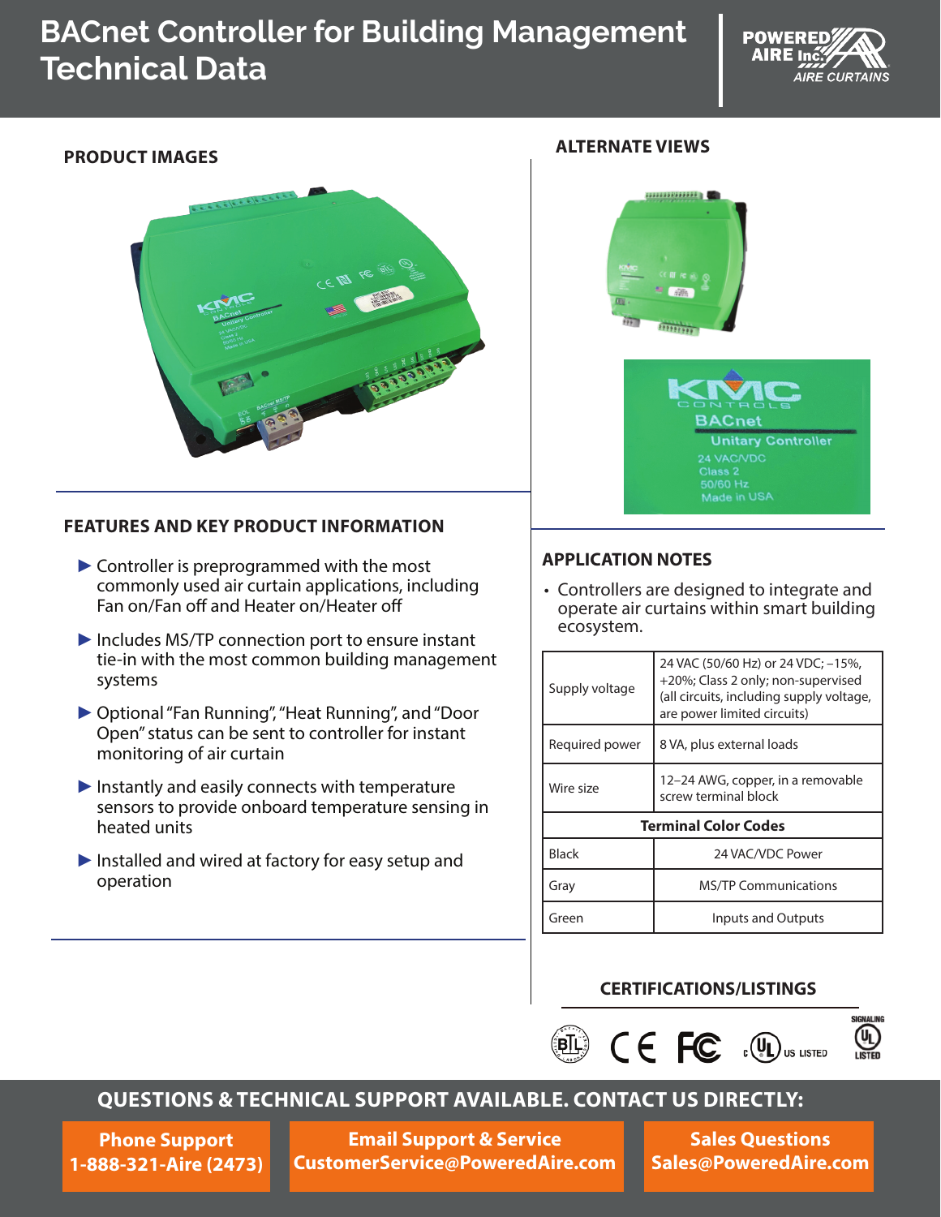# BACnet Controller for Building Management Technical Data

POWERED AIRE Inc. AIRE CURTAINS

## PRODUCT IMAGES

## ALTERNATE VIEWS

## FEATURES AND KEY PRODUCT INFORMATION

- Controller is preprogrammed with the most commonly used air curtain applications, including Fan on/Fan off and Heater on/Heater off
- Includes MS/TP connection port to ensure instant tie-in with the most common building management systems
- Optional "Fan Running", "Heat Running", and "Door Open" status can be sent to controller for instant monitoring of air curtain
- Instantly and easily connects with temperature sensors to provide onboard temperature sensing in heated units
- Installed and wired at factory for easy setup and operation

## APPLICATION NOTES

- Controllers are designed to integrate and operate air curtains within smart building ecosystem.

| | |
|---|---|
| Supply voltage | 24 VAC (50/60 Hz) or 24 VDC; –15%, +20%; Class 2 only; non-supervised (all circuits, including supply voltage, are power limited circuits) |
| Required power | 8 VA, plus external loads |
| Wire size | 12–24 AWG, copper, in a removable screw terminal block |
| **Terminal Color Codes** | |
| Black | 24 VAC/VDC Power |
| Gray | MS/TP Communications |
| Green | Inputs and Outputs |

## CERTIFICATIONS/LISTINGS

## QUESTIONS & TECHNICAL SUPPORT AVAILABLE. CONTACT US DIRECTLY:

**Phone Support**
1-888-321-Aire (2473)

**Email Support & Service**
CustomerService@PoweredAire.com

**Sales Questions**
Sales@PoweredAire.com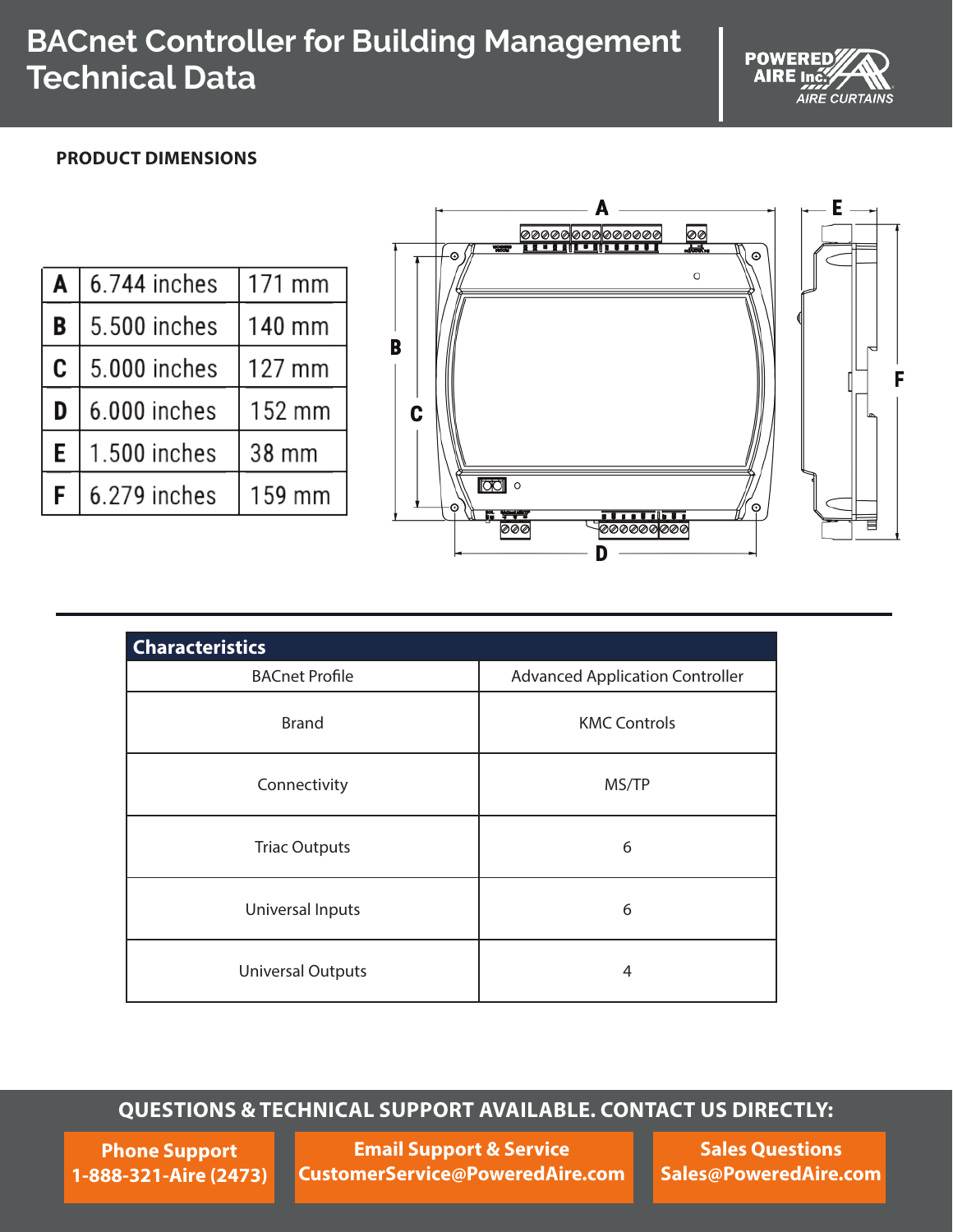# BACnet Controller for Building Management Technical Data

POWERED AIRE Inc. AIRE CURTAINS

## PRODUCT DIMENSIONS

| | | |
|---|---|---|
| A | 6.744 inches | 171 mm |
| B | 5.500 inches | 140 mm |
| C | 5.000 inches | 127 mm |
| D | 6.000 inches | 152 mm |
| E | 1.500 inches | 38 mm |
| F | 6.279 inches | 159 mm |

A
B
C
D
E
F

| Characteristics | |
|---|---|
| BACnet Profile | Advanced Application Controller |
| Brand | KMC Controls |
| Connectivity | MS/TP |
| Triac Outputs | 6 |
| Universal Inputs | 6 |
| Universal Outputs | 4 |

**QUESTIONS & TECHNICAL SUPPORT AVAILABLE. CONTACT US DIRECTLY:**

**Phone Support**
**1-888-321-Aire (2473)**

**Email Support & Service**
**CustomerService@PoweredAire.com**

**Sales Questions**
**Sales@PoweredAire.com**